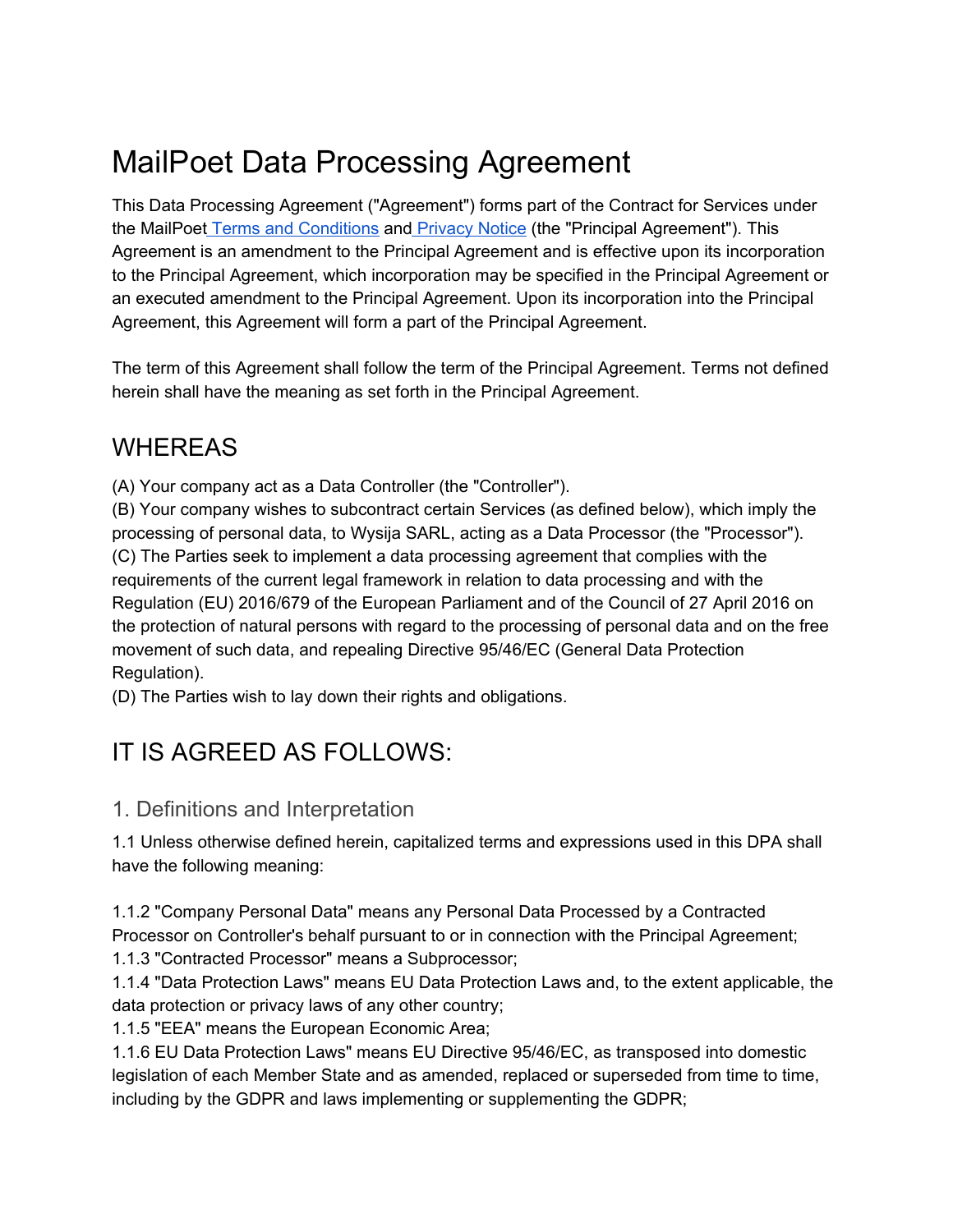# MailPoet Data Processing Agreement

This Data Processing Agreement ("Agreement") forms part of the Contract for Services under the MailPoet Terms and Conditions and Privacy Notice (the "Principal Agreement"). This Agreement is an amendment to the Principal Agreement and is effective upon its incorporation to the Principal Agreement, which incorporation may be specified in the Principal Agreement or an executed amendment to the Principal Agreement. Upon its incorporation into the Principal Agreement, this Agreement will form a part of the Principal Agreement.

The term of this Agreement shall follow the term of the Principal Agreement. Terms not defined herein shall have the meaning as set forth in the Principal Agreement.

## WHEREAS

(A) Your company act as a Data Controller (the "Controller").
(B) Your company wishes to subcontract certain Services (as defined below), which imply the processing of personal data, to Wysija SARL, acting as a Data Processor (the "Processor").
(C) The Parties seek to implement a data processing agreement that complies with the requirements of the current legal framework in relation to data processing and with the Regulation (EU) 2016/679 of the European Parliament and of the Council of 27 April 2016 on the protection of natural persons with regard to the processing of personal data and on the free movement of such data, and repealing Directive 95/46/EC (General Data Protection Regulation).
(D) The Parties wish to lay down their rights and obligations.

## IT IS AGREED AS FOLLOWS:

### 1. Definitions and Interpretation

1.1 Unless otherwise defined herein, capitalized terms and expressions used in this DPA shall have the following meaning:

1.1.2 "Company Personal Data" means any Personal Data Processed by a Contracted Processor on Controller's behalf pursuant to or in connection with the Principal Agreement;
1.1.3 "Contracted Processor" means a Subprocessor;
1.1.4 "Data Protection Laws" means EU Data Protection Laws and, to the extent applicable, the data protection or privacy laws of any other country;
1.1.5 "EEA" means the European Economic Area;
1.1.6 EU Data Protection Laws" means EU Directive 95/46/EC, as transposed into domestic legislation of each Member State and as amended, replaced or superseded from time to time, including by the GDPR and laws implementing or supplementing the GDPR;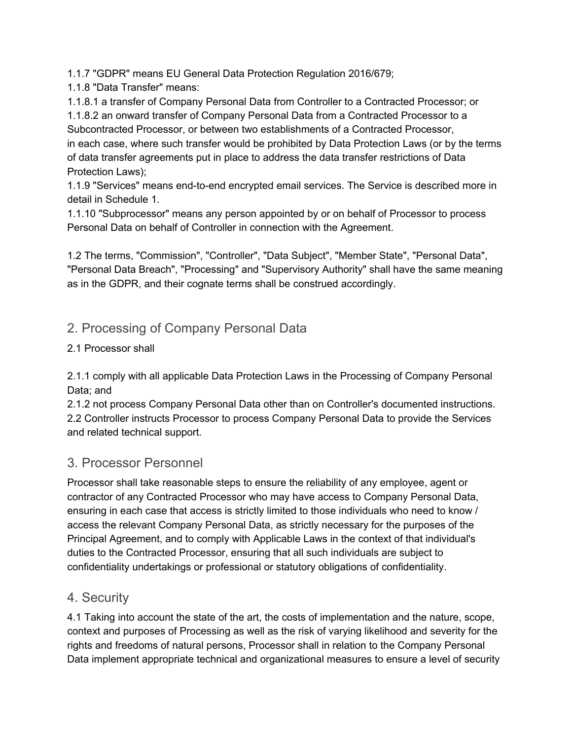1.1.7 "GDPR" means EU General Data Protection Regulation 2016/679;

1.1.8 "Data Transfer" means:

1.1.8.1 a transfer of Company Personal Data from Controller to a Contracted Processor; or

1.1.8.2 an onward transfer of Company Personal Data from a Contracted Processor to a Subcontracted Processor, or between two establishments of a Contracted Processor,

in each case, where such transfer would be prohibited by Data Protection Laws (or by the terms of data transfer agreements put in place to address the data transfer restrictions of Data Protection Laws);

1.1.9 "Services" means end-to-end encrypted email services. The Service is described more in detail in Schedule 1.

1.1.10 "Subprocessor" means any person appointed by or on behalf of Processor to process Personal Data on behalf of Controller in connection with the Agreement.

1.2 The terms, "Commission", "Controller", "Data Subject", "Member State", "Personal Data", "Personal Data Breach", "Processing" and "Supervisory Authority" shall have the same meaning as in the GDPR, and their cognate terms shall be construed accordingly.

## 2. Processing of Company Personal Data

2.1 Processor shall

2.1.1 comply with all applicable Data Protection Laws in the Processing of Company Personal Data; and

2.1.2 not process Company Personal Data other than on Controller's documented instructions.

2.2 Controller instructs Processor to process Company Personal Data to provide the Services and related technical support.

## 3. Processor Personnel

Processor shall take reasonable steps to ensure the reliability of any employee, agent or contractor of any Contracted Processor who may have access to Company Personal Data, ensuring in each case that access is strictly limited to those individuals who need to know / access the relevant Company Personal Data, as strictly necessary for the purposes of the Principal Agreement, and to comply with Applicable Laws in the context of that individual's duties to the Contracted Processor, ensuring that all such individuals are subject to confidentiality undertakings or professional or statutory obligations of confidentiality.

## 4. Security

4.1 Taking into account the state of the art, the costs of implementation and the nature, scope, context and purposes of Processing as well as the risk of varying likelihood and severity for the rights and freedoms of natural persons, Processor shall in relation to the Company Personal Data implement appropriate technical and organizational measures to ensure a level of security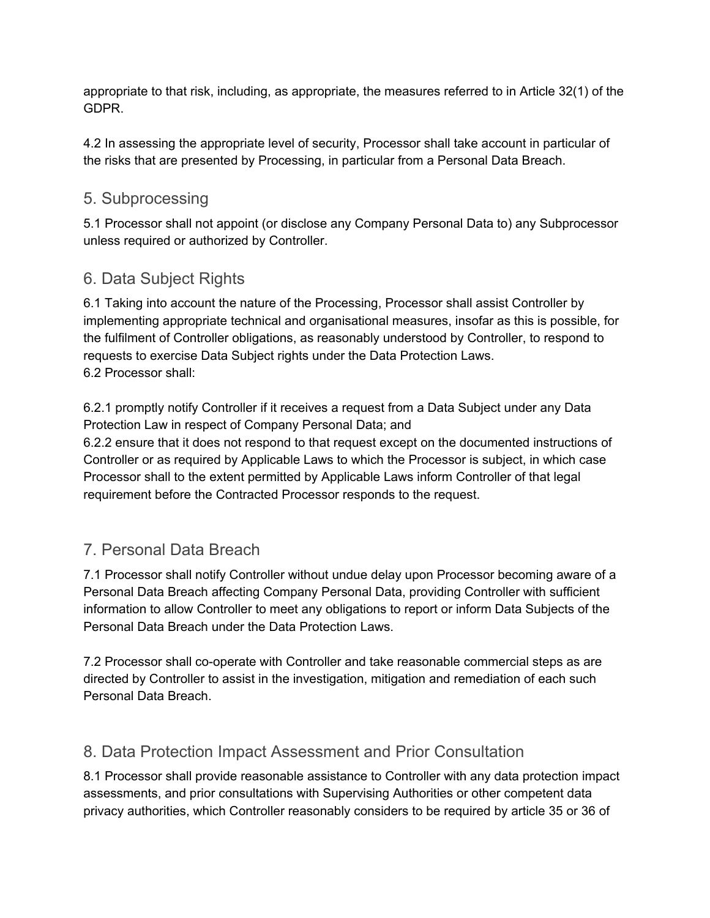appropriate to that risk, including, as appropriate, the measures referred to in Article 32(1) of the GDPR.

4.2 In assessing the appropriate level of security, Processor shall take account in particular of the risks that are presented by Processing, in particular from a Personal Data Breach.

## 5. Subprocessing

5.1 Processor shall not appoint (or disclose any Company Personal Data to) any Subprocessor unless required or authorized by Controller.

## 6. Data Subject Rights

6.1 Taking into account the nature of the Processing, Processor shall assist Controller by implementing appropriate technical and organisational measures, insofar as this is possible, for the fulfilment of Controller obligations, as reasonably understood by Controller, to respond to requests to exercise Data Subject rights under the Data Protection Laws.
6.2 Processor shall:

6.2.1 promptly notify Controller if it receives a request from a Data Subject under any Data Protection Law in respect of Company Personal Data; and
6.2.2 ensure that it does not respond to that request except on the documented instructions of Controller or as required by Applicable Laws to which the Processor is subject, in which case Processor shall to the extent permitted by Applicable Laws inform Controller of that legal requirement before the Contracted Processor responds to the request.

## 7. Personal Data Breach

7.1 Processor shall notify Controller without undue delay upon Processor becoming aware of a Personal Data Breach affecting Company Personal Data, providing Controller with sufficient information to allow Controller to meet any obligations to report or inform Data Subjects of the Personal Data Breach under the Data Protection Laws.

7.2 Processor shall co-operate with Controller and take reasonable commercial steps as are directed by Controller to assist in the investigation, mitigation and remediation of each such Personal Data Breach.

## 8. Data Protection Impact Assessment and Prior Consultation

8.1 Processor shall provide reasonable assistance to Controller with any data protection impact assessments, and prior consultations with Supervising Authorities or other competent data privacy authorities, which Controller reasonably considers to be required by article 35 or 36 of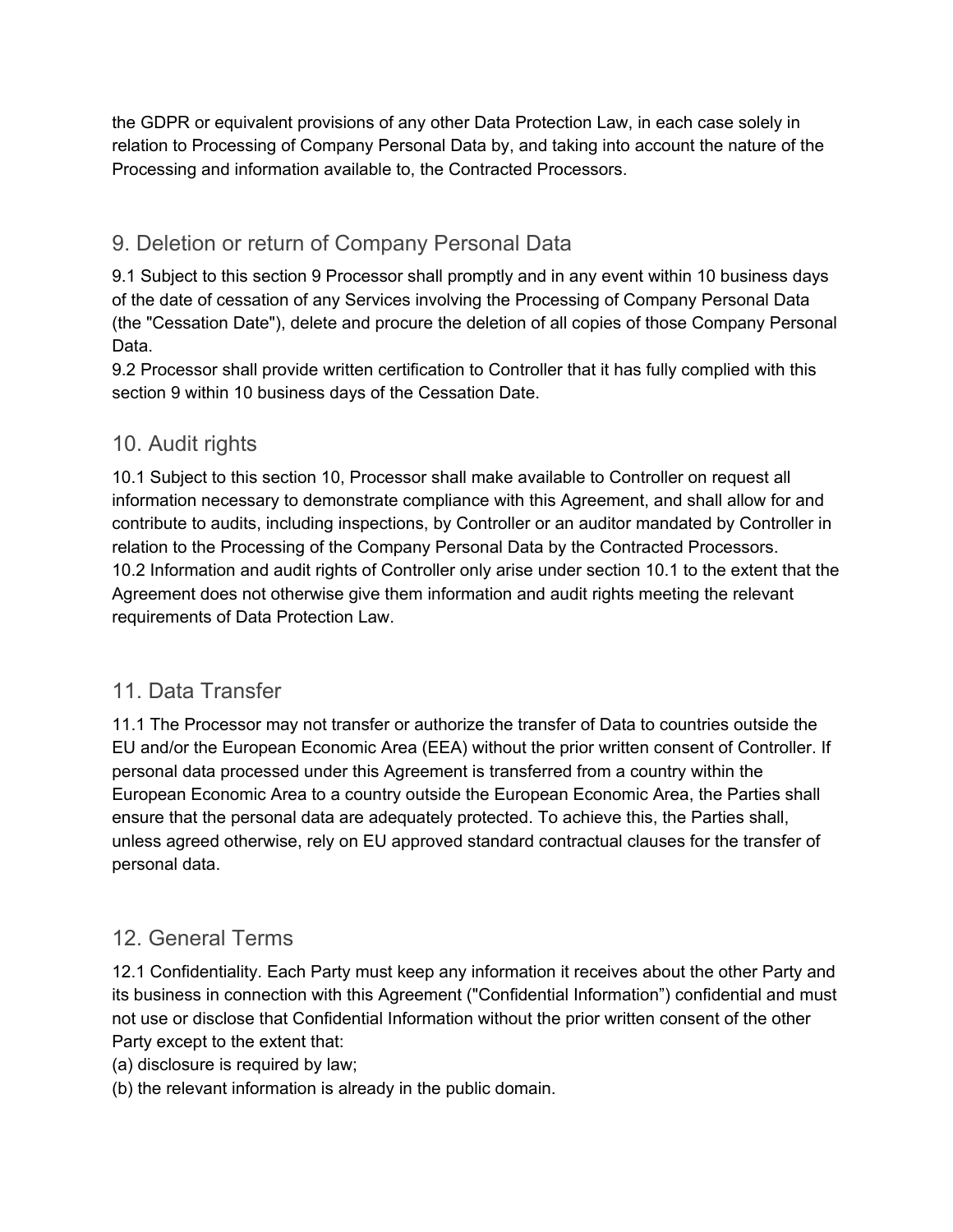the GDPR or equivalent provisions of any other Data Protection Law, in each case solely in relation to Processing of Company Personal Data by, and taking into account the nature of the Processing and information available to, the Contracted Processors.

## 9. Deletion or return of Company Personal Data

9.1 Subject to this section 9 Processor shall promptly and in any event within 10 business days of the date of cessation of any Services involving the Processing of Company Personal Data (the "Cessation Date"), delete and procure the deletion of all copies of those Company Personal Data.

9.2 Processor shall provide written certification to Controller that it has fully complied with this section 9 within 10 business days of the Cessation Date.

## 10. Audit rights

10.1 Subject to this section 10, Processor shall make available to Controller on request all information necessary to demonstrate compliance with this Agreement, and shall allow for and contribute to audits, including inspections, by Controller or an auditor mandated by Controller in relation to the Processing of the Company Personal Data by the Contracted Processors.

10.2 Information and audit rights of Controller only arise under section 10.1 to the extent that the Agreement does not otherwise give them information and audit rights meeting the relevant requirements of Data Protection Law.

## 11. Data Transfer

11.1 The Processor may not transfer or authorize the transfer of Data to countries outside the EU and/or the European Economic Area (EEA) without the prior written consent of Controller. If personal data processed under this Agreement is transferred from a country within the European Economic Area to a country outside the European Economic Area, the Parties shall ensure that the personal data are adequately protected. To achieve this, the Parties shall, unless agreed otherwise, rely on EU approved standard contractual clauses for the transfer of personal data.

## 12. General Terms

12.1 Confidentiality. Each Party must keep any information it receives about the other Party and its business in connection with this Agreement ("Confidential Information") confidential and must not use or disclose that Confidential Information without the prior written consent of the other Party except to the extent that:

(a) disclosure is required by law;

(b) the relevant information is already in the public domain.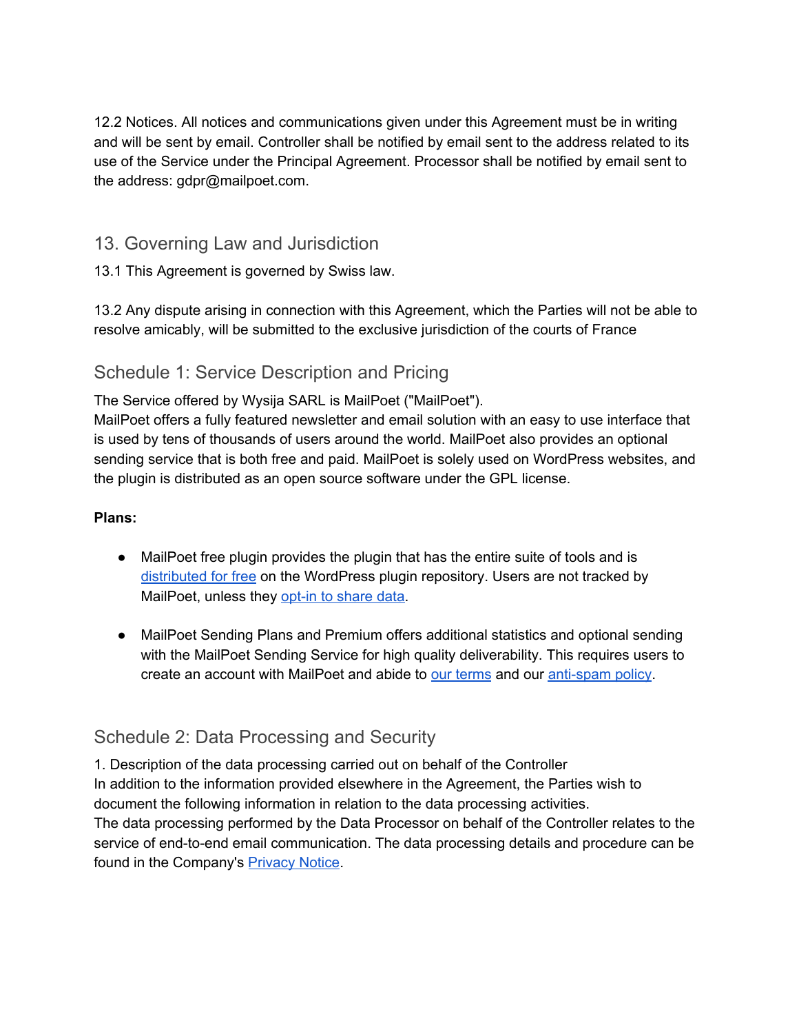12.2 Notices. All notices and communications given under this Agreement must be in writing and will be sent by email. Controller shall be notified by email sent to the address related to its use of the Service under the Principal Agreement. Processor shall be notified by email sent to the address: gdpr@mailpoet.com.

## 13. Governing Law and Jurisdiction

13.1 This Agreement is governed by Swiss law.

13.2 Any dispute arising in connection with this Agreement, which the Parties will not be able to resolve amicably, will be submitted to the exclusive jurisdiction of the courts of France

## Schedule 1: Service Description and Pricing

The Service offered by Wysija SARL is MailPoet ("MailPoet").
MailPoet offers a fully featured newsletter and email solution with an easy to use interface that is used by tens of thousands of users around the world. MailPoet also provides an optional sending service that is both free and paid. MailPoet is solely used on WordPress websites, and the plugin is distributed as an open source software under the GPL license.

**Plans:**

- MailPoet free plugin provides the plugin that has the entire suite of tools and is distributed for free on the WordPress plugin repository. Users are not tracked by MailPoet, unless they opt-in to share data.

- MailPoet Sending Plans and Premium offers additional statistics and optional sending with the MailPoet Sending Service for high quality deliverability. This requires users to create an account with MailPoet and abide to our terms and our anti-spam policy.

## Schedule 2: Data Processing and Security

1. Description of the data processing carried out on behalf of the Controller
In addition to the information provided elsewhere in the Agreement, the Parties wish to document the following information in relation to the data processing activities.
The data processing performed by the Data Processor on behalf of the Controller relates to the service of end-to-end email communication. The data processing details and procedure can be found in the Company's Privacy Notice.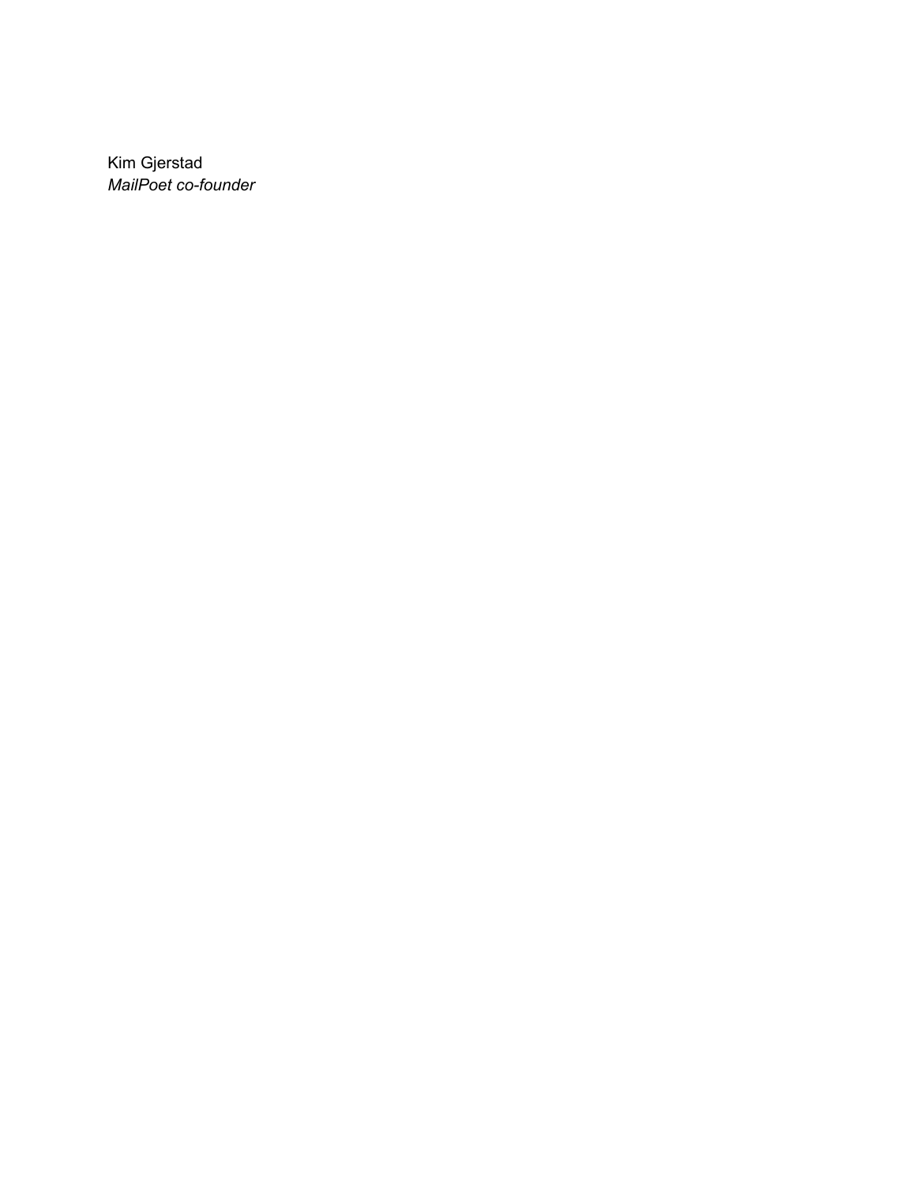Kim Gjerstad
*MailPoet co-founder*